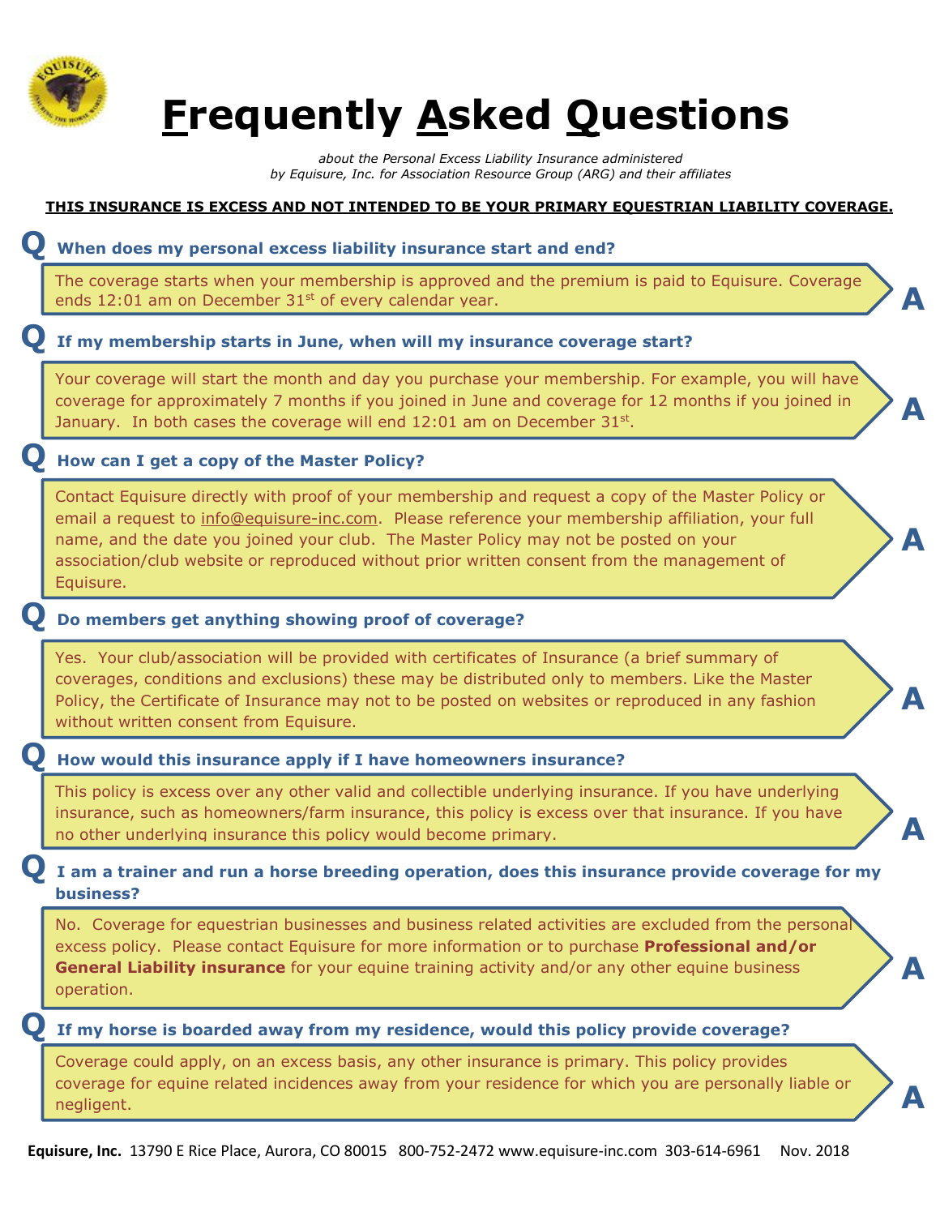# Frequently Asked Questions

*about the Personal Excess Liability Insurance administered by Equisure, Inc. for Association Resource Group (ARG) and their affiliates*

**THIS INSURANCE IS EXCESS AND NOT INTENDED TO BE YOUR PRIMARY EQUESTRIAN LIABILITY COVERAGE.**

**Q When does my personal excess liability insurance start and end?**

**A** The coverage starts when your membership is approved and the premium is paid to Equisure. Coverage ends 12:01 am on December 31st of every calendar year.

**Q If my membership starts in June, when will my insurance coverage start?**

**A** Your coverage will start the month and day you purchase your membership. For example, you will have coverage for approximately 7 months if you joined in June and coverage for 12 months if you joined in January. In both cases the coverage will end 12:01 am on December 31st.

**Q How can I get a copy of the Master Policy?**

**A** Contact Equisure directly with proof of your membership and request a copy of the Master Policy or email a request to info@equisure-inc.com. Please reference your membership affiliation, your full name, and the date you joined your club. The Master Policy may not be posted on your association/club website or reproduced without prior written consent from the management of Equisure.

**Q Do members get anything showing proof of coverage?**

**A** Yes. Your club/association will be provided with certificates of Insurance (a brief summary of coverages, conditions and exclusions) these may be distributed only to members. Like the Master Policy, the Certificate of Insurance may not to be posted on websites or reproduced in any fashion without written consent from Equisure.

**Q How would this insurance apply if I have homeowners insurance?**

**A** This policy is excess over any other valid and collectible underlying insurance. If you have underlying insurance, such as homeowners/farm insurance, this policy is excess over that insurance. If you have no other underlying insurance this policy would become primary.

**Q I am a trainer and run a horse breeding operation, does this insurance provide coverage for my business?**

**A** No. Coverage for equestrian businesses and business related activities are excluded from the personal excess policy. Please contact Equisure for more information or to purchase **Professional and/or General Liability insurance** for your equine training activity and/or any other equine business operation.

**Q If my horse is boarded away from my residence, would this policy provide coverage?**

**A** Coverage could apply, on an excess basis, any other insurance is primary. This policy provides coverage for equine related incidences away from your residence for which you are personally liable or negligent.

**Equisure, Inc.** 13790 E Rice Place, Aurora, CO 80015 800-752-2472 www.equisure-inc.com 303-614-6961 Nov. 2018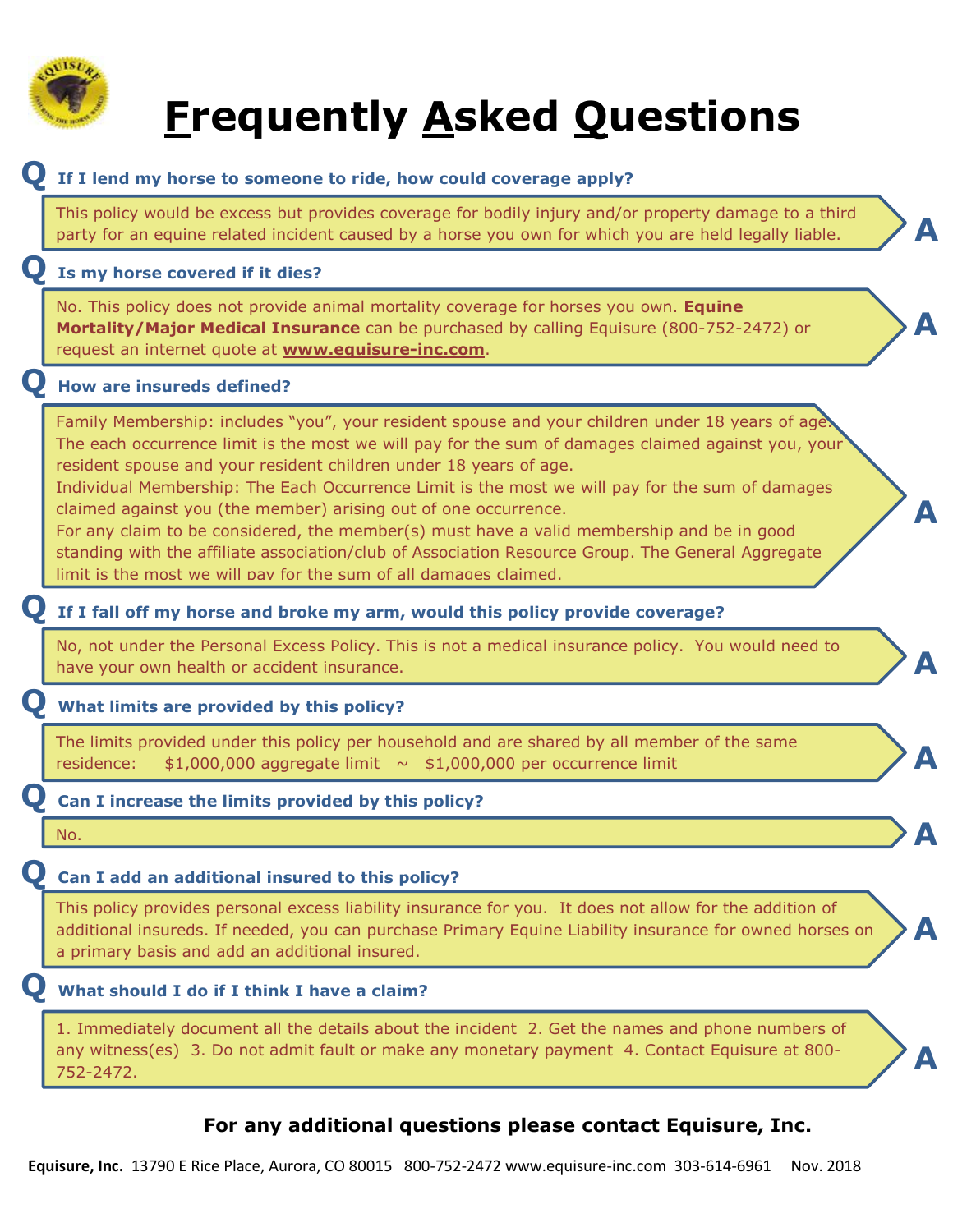# Frequently Asked Questions

**Q If I lend my horse to someone to ride, how could coverage apply?**

**A** This policy would be excess but provides coverage for bodily injury and/or property damage to a third party for an equine related incident caused by a horse you own for which you are held legally liable.

**Q Is my horse covered if it dies?**

**A** No. This policy does not provide animal mortality coverage for horses you own. **Equine Mortality/Major Medical Insurance** can be purchased by calling Equisure (800-752-2472) or request an internet quote at **www.equisure-inc.com**.

**Q How are insureds defined?**

**A** Family Membership: includes "you", your resident spouse and your children under 18 years of age. The each occurrence limit is the most we will pay for the sum of damages claimed against you, your resident spouse and your resident children under 18 years of age.
Individual Membership: The Each Occurrence Limit is the most we will pay for the sum of damages claimed against you (the member) arising out of one occurrence.
For any claim to be considered, the member(s) must have a valid membership and be in good standing with the affiliate association/club of Association Resource Group. The General Aggregate limit is the most we will pay for the sum of all damages claimed.

**Q If I fall off my horse and broke my arm, would this policy provide coverage?**

**A** No, not under the Personal Excess Policy. This is not a medical insurance policy. You would need to have your own health or accident insurance.

**Q What limits are provided by this policy?**

**A** The limits provided under this policy per household and are shared by all member of the same residence: $1,000,000 aggregate limit ~ $1,000,000 per occurrence limit

**Q Can I increase the limits provided by this policy?**

**A** No.

**Q Can I add an additional insured to this policy?**

**A** This policy provides personal excess liability insurance for you. It does not allow for the addition of additional insureds. If needed, you can purchase Primary Equine Liability insurance for owned horses on a primary basis and add an additional insured.

**Q What should I do if I think I have a claim?**

**A** 1. Immediately document all the details about the incident 2. Get the names and phone numbers of any witness(es) 3. Do not admit fault or make any monetary payment 4. Contact Equisure at 800-752-2472.

**For any additional questions please contact Equisure, Inc.**

**Equisure, Inc.** 13790 E Rice Place, Aurora, CO 80015 800-752-2472 www.equisure-inc.com 303-614-6961 Nov. 2018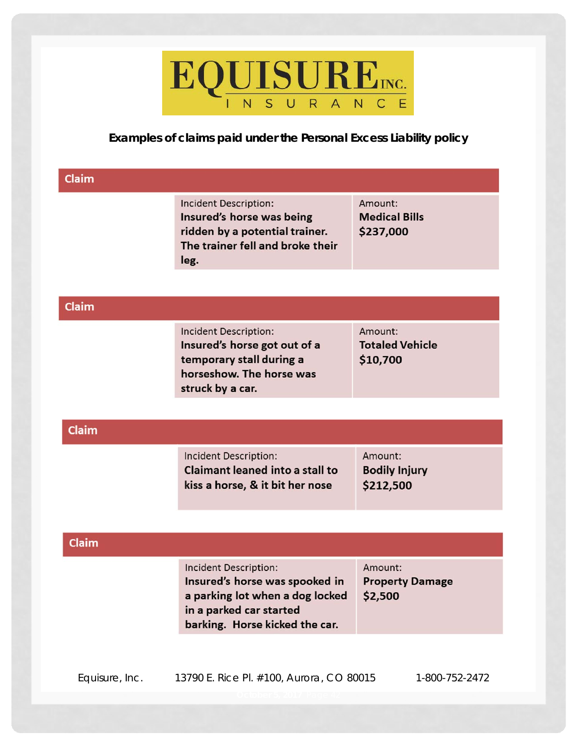# EQUISURE INC. INSURANCE

**Examples of claims paid under the Personal Excess Liability policy**

## Claim

| Incident Description: | Amount: |
|---|---|
| **Insured's horse was being ridden by a potential trainer. The trainer fell and broke their leg.** | **Medical Bills $237,000** |

## Claim

| Incident Description: | Amount: |
|---|---|
| **Insured's horse got out of a temporary stall during a horseshow. The horse was struck by a car.** | **Totaled Vehicle $10,700** |

## Claim

| Incident Description: | Amount: |
|---|---|
| **Claimant leaned into a stall to kiss a horse, & it bit her nose** | **Bodily Injury $212,500** |

## Claim

| Incident Description: | Amount: |
|---|---|
| **Insured's horse was spooked in a parking lot when a dog locked in a parked car started barking. Horse kicked the car.** | **Property Damage $2,500** |

Equisure, Inc. 13790 E. Rice Pl. #100, Aurora, CO 80015 1-800-752-2472